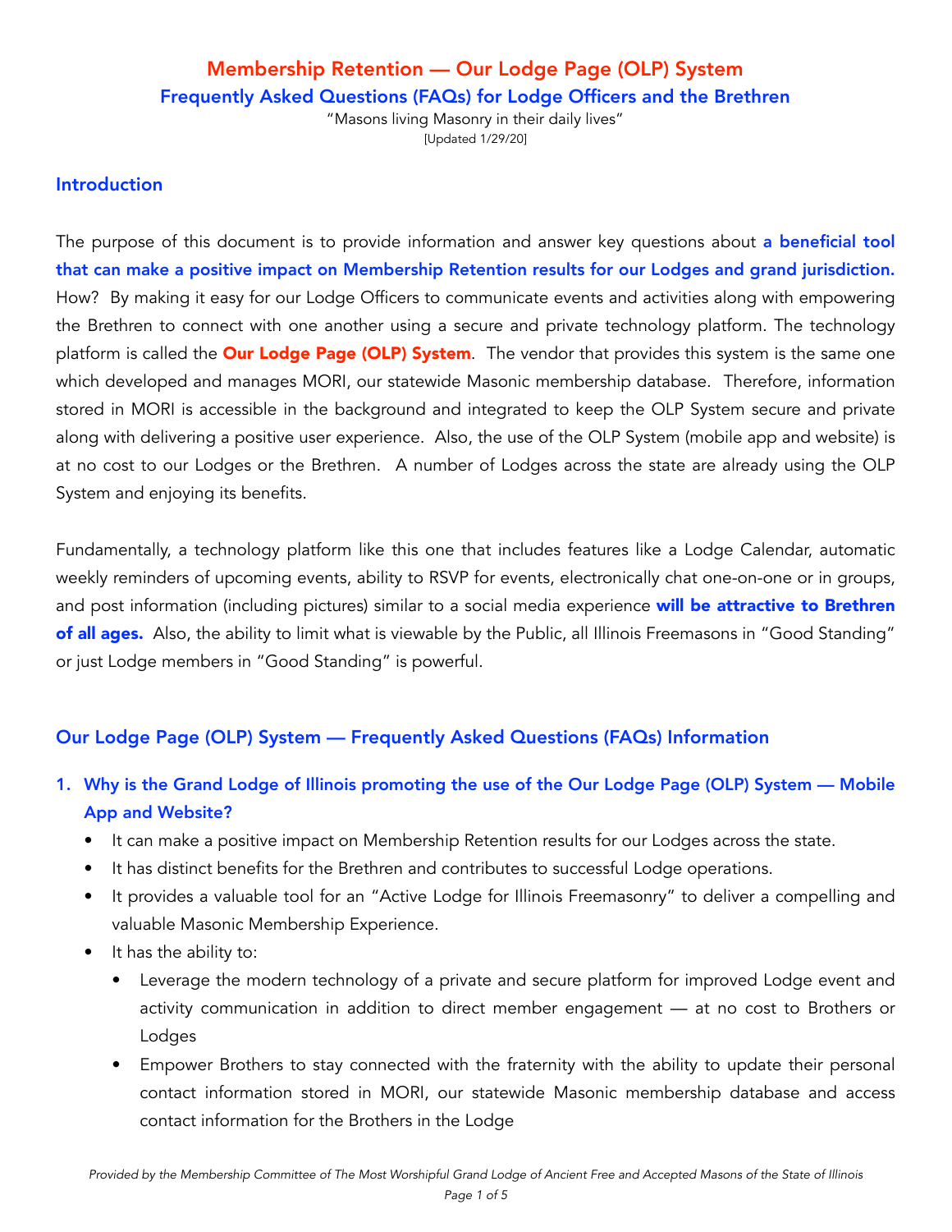# Membership Retention — Our Lodge Page (OLP) System

## Frequently Asked Questions (FAQs) for Lodge Officers and the Brethren

"Masons living Masonry in their daily lives"

[Updated 1/29/20]

## Introduction

The purpose of this document is to provide information and answer key questions about **a beneficial tool that can make a positive impact on Membership Retention results for our Lodges and grand jurisdiction.** How? By making it easy for our Lodge Officers to communicate events and activities along with empowering the Brethren to connect with one another using a secure and private technology platform. The technology platform is called the **Our Lodge Page (OLP) System**. The vendor that provides this system is the same one which developed and manages MORI, our statewide Masonic membership database. Therefore, information stored in MORI is accessible in the background and integrated to keep the OLP System secure and private along with delivering a positive user experience. Also, the use of the OLP System (mobile app and website) is at no cost to our Lodges or the Brethren. A number of Lodges across the state are already using the OLP System and enjoying its benefits.

Fundamentally, a technology platform like this one that includes features like a Lodge Calendar, automatic weekly reminders of upcoming events, ability to RSVP for events, electronically chat one-on-one or in groups, and post information (including pictures) similar to a social media experience **will be attractive to Brethren of all ages.** Also, the ability to limit what is viewable by the Public, all Illinois Freemasons in "Good Standing" or just Lodge members in "Good Standing" is powerful.

## Our Lodge Page (OLP) System — Frequently Asked Questions (FAQs) Information

1. **Why is the Grand Lodge of Illinois promoting the use of the Our Lodge Page (OLP) System — Mobile App and Website?**
   - It can make a positive impact on Membership Retention results for our Lodges across the state.
   - It has distinct benefits for the Brethren and contributes to successful Lodge operations.
   - It provides a valuable tool for an "Active Lodge for Illinois Freemasonry" to deliver a compelling and valuable Masonic Membership Experience.
   - It has the ability to:
     - Leverage the modern technology of a private and secure platform for improved Lodge event and activity communication in addition to direct member engagement — at no cost to Brothers or Lodges
     - Empower Brothers to stay connected with the fraternity with the ability to update their personal contact information stored in MORI, our statewide Masonic membership database and access contact information for the Brothers in the Lodge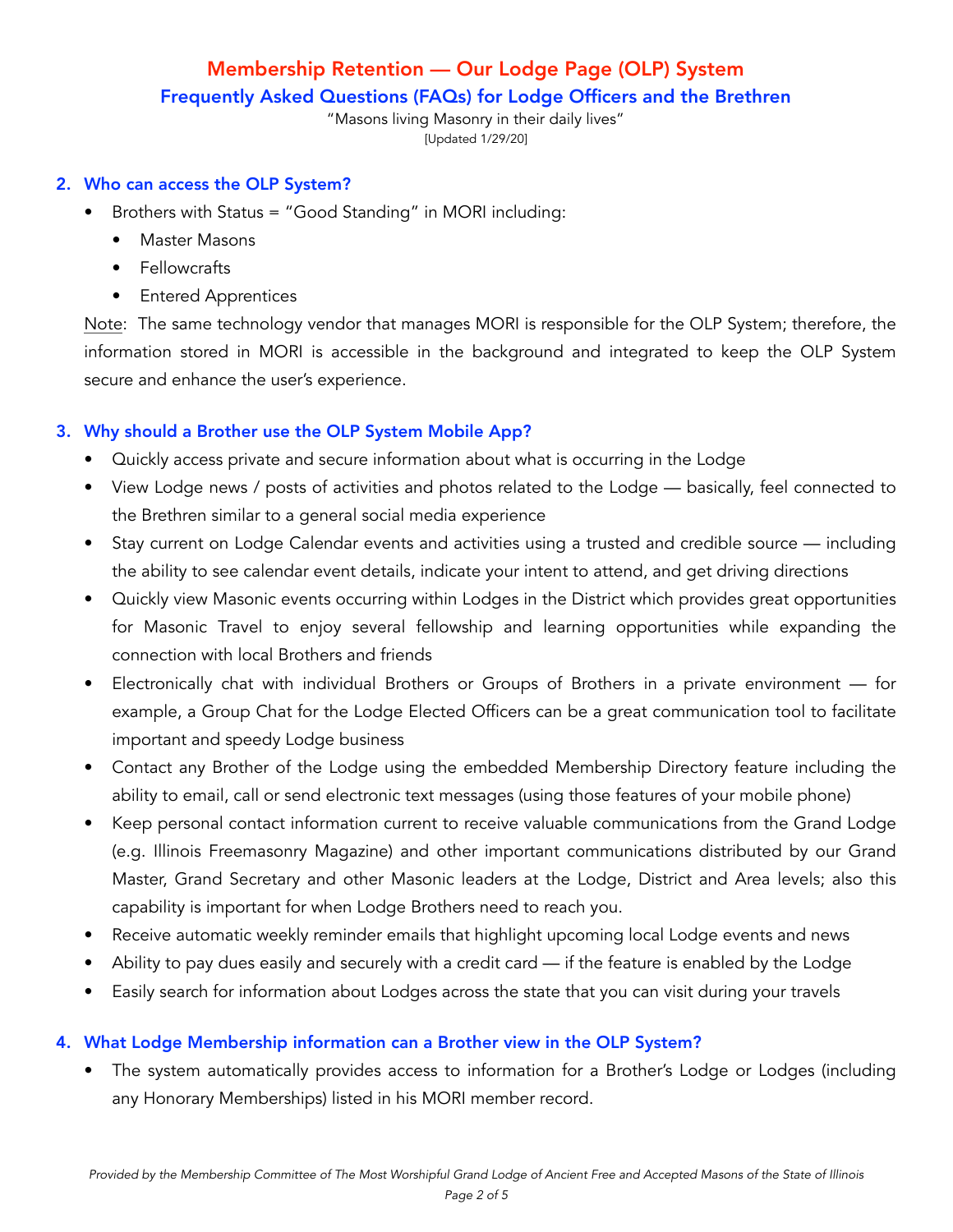# Membership Retention — Our Lodge Page (OLP) System

## Frequently Asked Questions (FAQs) for Lodge Officers and the Brethren

"Masons living Masonry in their daily lives"

[Updated 1/29/20]

### 2. Who can access the OLP System?

- Brothers with Status = "Good Standing" in MORI including:
  - Master Masons
  - Fellowcrafts
  - Entered Apprentices

Note: The same technology vendor that manages MORI is responsible for the OLP System; therefore, the information stored in MORI is accessible in the background and integrated to keep the OLP System secure and enhance the user's experience.

### 3. Why should a Brother use the OLP System Mobile App?

- Quickly access private and secure information about what is occurring in the Lodge
- View Lodge news / posts of activities and photos related to the Lodge — basically, feel connected to the Brethren similar to a general social media experience
- Stay current on Lodge Calendar events and activities using a trusted and credible source — including the ability to see calendar event details, indicate your intent to attend, and get driving directions
- Quickly view Masonic events occurring within Lodges in the District which provides great opportunities for Masonic Travel to enjoy several fellowship and learning opportunities while expanding the connection with local Brothers and friends
- Electronically chat with individual Brothers or Groups of Brothers in a private environment — for example, a Group Chat for the Lodge Elected Officers can be a great communication tool to facilitate important and speedy Lodge business
- Contact any Brother of the Lodge using the embedded Membership Directory feature including the ability to email, call or send electronic text messages (using those features of your mobile phone)
- Keep personal contact information current to receive valuable communications from the Grand Lodge (e.g. Illinois Freemasonry Magazine) and other important communications distributed by our Grand Master, Grand Secretary and other Masonic leaders at the Lodge, District and Area levels; also this capability is important for when Lodge Brothers need to reach you.
- Receive automatic weekly reminder emails that highlight upcoming local Lodge events and news
- Ability to pay dues easily and securely with a credit card — if the feature is enabled by the Lodge
- Easily search for information about Lodges across the state that you can visit during your travels

### 4. What Lodge Membership information can a Brother view in the OLP System?

- The system automatically provides access to information for a Brother's Lodge or Lodges (including any Honorary Memberships) listed in his MORI member record.

*Provided by the Membership Committee of The Most Worshipful Grand Lodge of Ancient Free and Accepted Masons of the State of Illinois*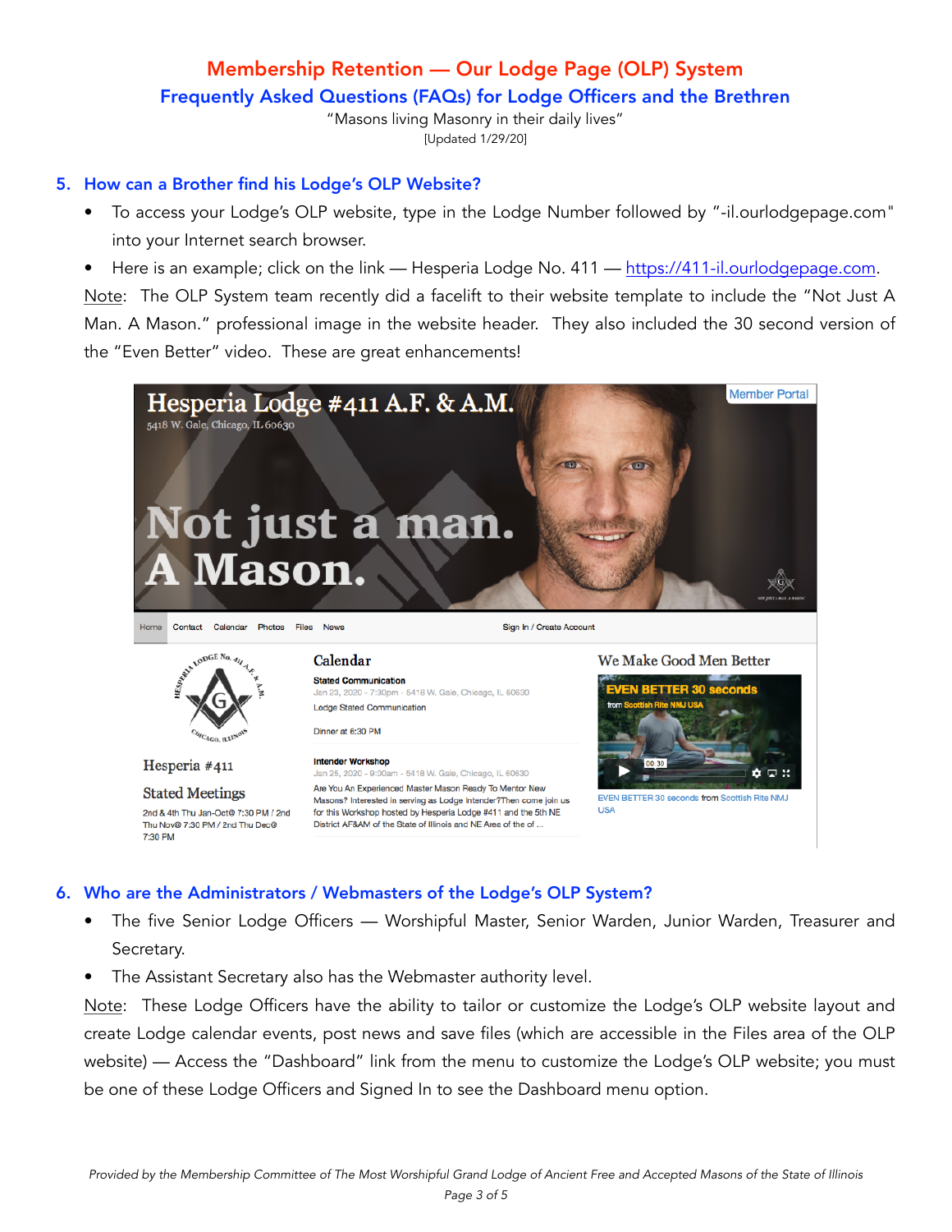# Membership Retention — Our Lodge Page (OLP) System

## Frequently Asked Questions (FAQs) for Lodge Officers and the Brethren

"Masons living Masonry in their daily lives"

[Updated 1/29/20]

### 5. How can a Brother find his Lodge's OLP Website?

- To access your Lodge's OLP website, type in the Lodge Number followed by "-il.ourlodgepage.com" into your Internet search browser.
- Here is an example; click on the link — Hesperia Lodge No. 411 — https://411-il.ourlodgepage.com.

Note: The OLP System team recently did a facelift to their website template to include the "Not Just A Man. A Mason." professional image in the website header. They also included the 30 second version of the "Even Better" video. These are great enhancements!

### 6. Who are the Administrators / Webmasters of the Lodge's OLP System?

- The five Senior Lodge Officers — Worshipful Master, Senior Warden, Junior Warden, Treasurer and Secretary.
- The Assistant Secretary also has the Webmaster authority level.

Note: These Lodge Officers have the ability to tailor or customize the Lodge's OLP website layout and create Lodge calendar events, post news and save files (which are accessible in the Files area of the OLP website) — Access the "Dashboard" link from the menu to customize the Lodge's OLP website; you must be one of these Lodge Officers and Signed In to see the Dashboard menu option.

*Provided by the Membership Committee of The Most Worshipful Grand Lodge of Ancient Free and Accepted Masons of the State of Illinois*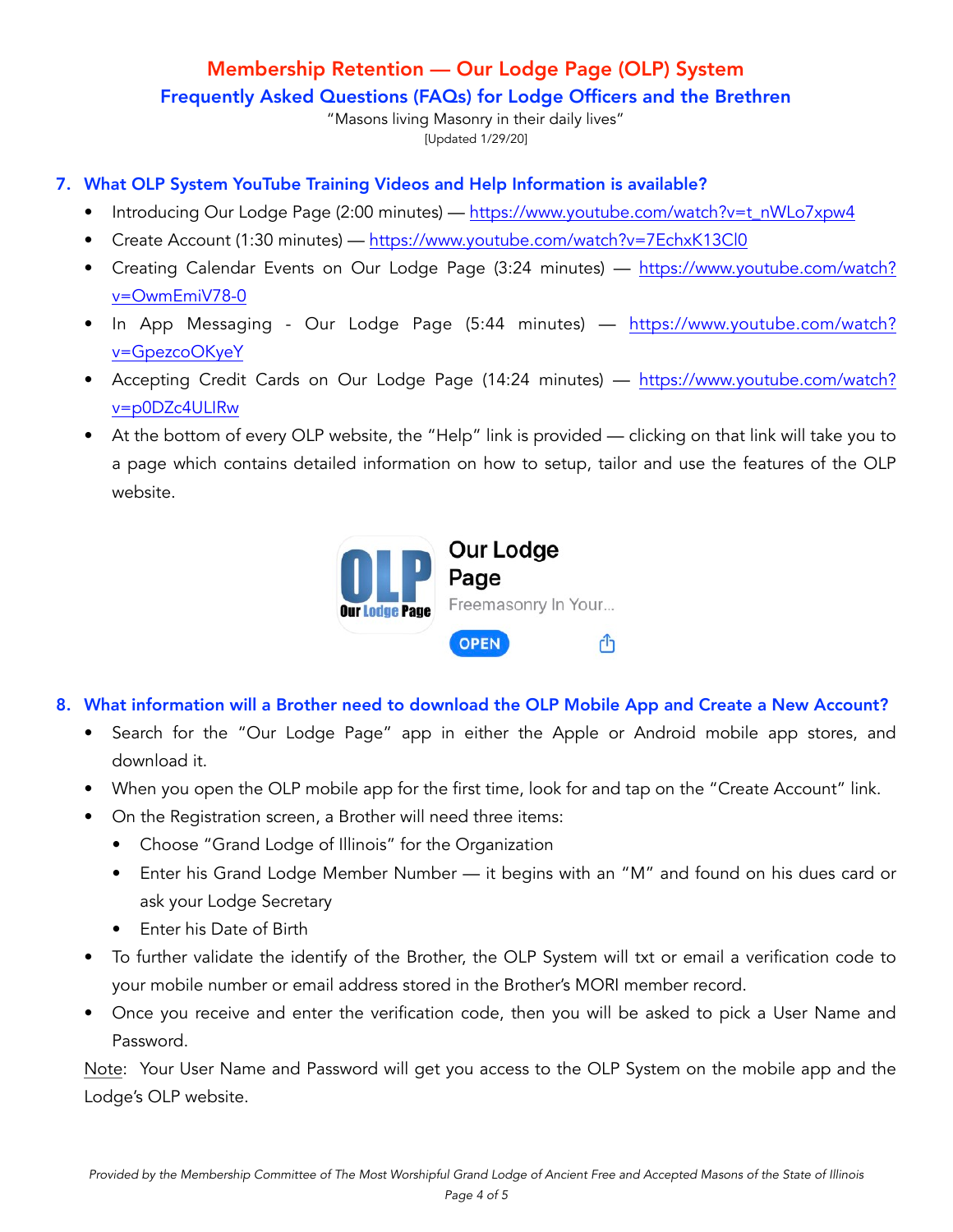Membership Retention — Our Lodge Page (OLP) System

Frequently Asked Questions (FAQs) for Lodge Officers and the Brethren

"Masons living Masonry in their daily lives"

[Updated 1/29/20]

## 7. What OLP System YouTube Training Videos and Help Information is available?

- Introducing Our Lodge Page (2:00 minutes) — https://www.youtube.com/watch?v=t_nWLo7xpw4
- Create Account (1:30 minutes) — https://www.youtube.com/watch?v=7EchxK13Cl0
- Creating Calendar Events on Our Lodge Page (3:24 minutes) — https://www.youtube.com/watch?v=OwmEmiV78-0
- In App Messaging - Our Lodge Page (5:44 minutes) — https://www.youtube.com/watch?v=GpezcoOKyeY
- Accepting Credit Cards on Our Lodge Page (14:24 minutes) — https://www.youtube.com/watch?v=p0DZc4ULIRw
- At the bottom of every OLP website, the "Help" link is provided — clicking on that link will take you to a page which contains detailed information on how to setup, tailor and use the features of the OLP website.

Our Lodge Page

Freemasonry In Your...

OPEN

## 8. What information will a Brother need to download the OLP Mobile App and Create a New Account?

- Search for the "Our Lodge Page" app in either the Apple or Android mobile app stores, and download it.
- When you open the OLP mobile app for the first time, look for and tap on the "Create Account" link.
- On the Registration screen, a Brother will need three items:
  - Choose "Grand Lodge of Illinois" for the Organization
  - Enter his Grand Lodge Member Number — it begins with an "M" and found on his dues card or ask your Lodge Secretary
  - Enter his Date of Birth
- To further validate the identify of the Brother, the OLP System will txt or email a verification code to your mobile number or email address stored in the Brother's MORI member record.
- Once you receive and enter the verification code, then you will be asked to pick a User Name and Password.

Note: Your User Name and Password will get you access to the OLP System on the mobile app and the Lodge's OLP website.

*Provided by the Membership Committee of The Most Worshipful Grand Lodge of Ancient Free and Accepted Masons of the State of Illinois*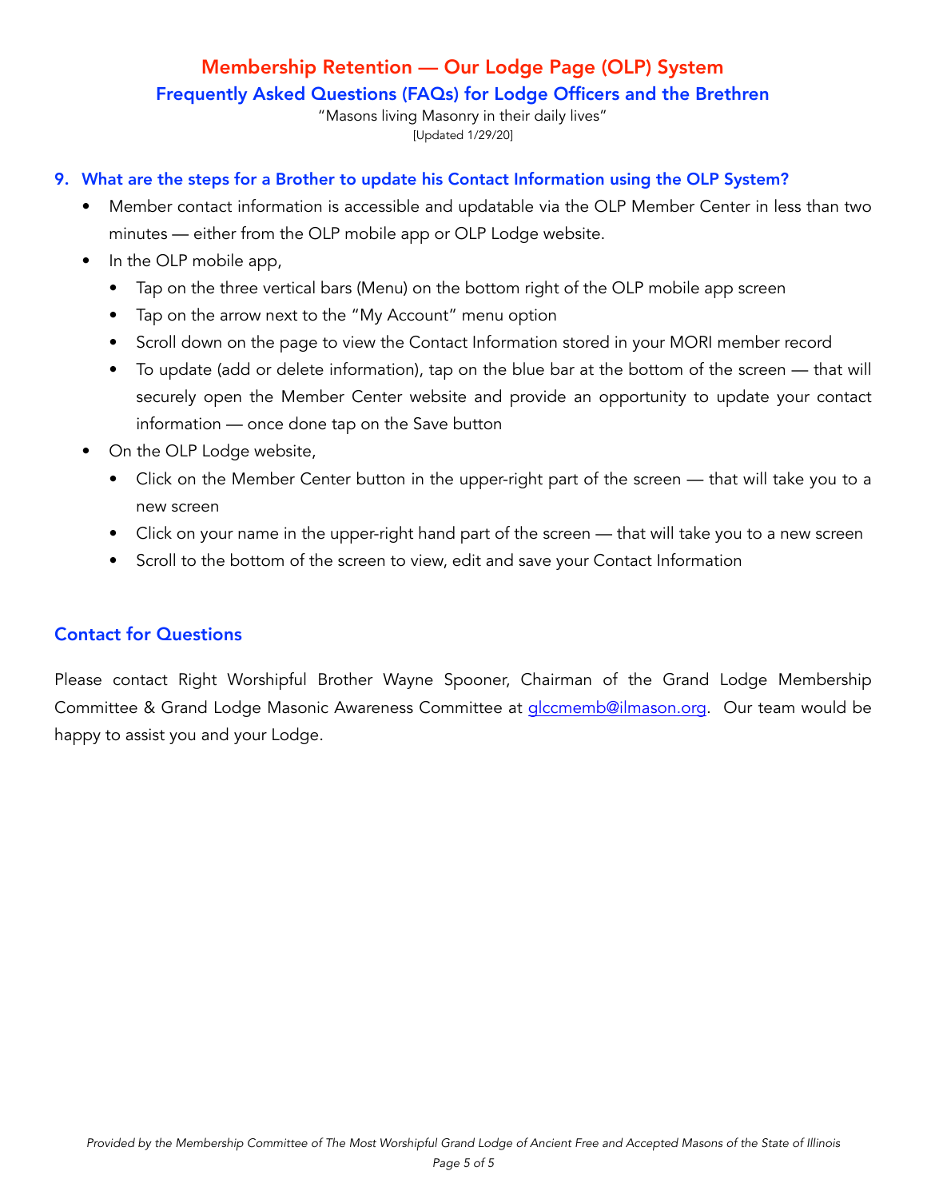## 9. What are the steps for a Brother to update his Contact Information using the OLP System?

- Member contact information is accessible and updatable via the OLP Member Center in less than two minutes — either from the OLP mobile app or OLP Lodge website.
- In the OLP mobile app,
  - Tap on the three vertical bars (Menu) on the bottom right of the OLP mobile app screen
  - Tap on the arrow next to the "My Account" menu option
  - Scroll down on the page to view the Contact Information stored in your MORI member record
  - To update (add or delete information), tap on the blue bar at the bottom of the screen — that will securely open the Member Center website and provide an opportunity to update your contact information — once done tap on the Save button
- On the OLP Lodge website,
  - Click on the Member Center button in the upper-right part of the screen — that will take you to a new screen
  - Click on your name in the upper-right hand part of the screen — that will take you to a new screen
  - Scroll to the bottom of the screen to view, edit and save your Contact Information

## Contact for Questions

Please contact Right Worshipful Brother Wayne Spooner, Chairman of the Grand Lodge Membership Committee & Grand Lodge Masonic Awareness Committee at glccmemb@ilmason.org. Our team would be happy to assist you and your Lodge.